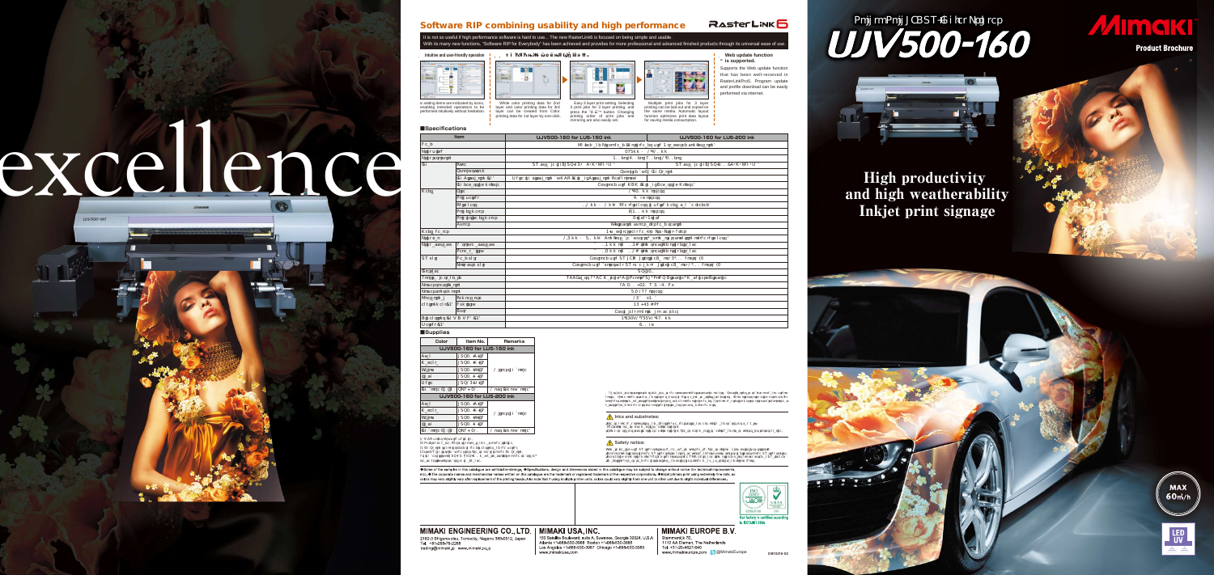# UJV500-160

**MIMAKI**

**Product Brochure**

excellence

## High productivity and high weatherability Inkjet print signage

MAX 60m²/h

LED UV

## Software RIP combining usability and high performance

RasterLink6

It is not so useful if high performance software is hard to use... The new RasterLink6 is focused on being simple and usable. With its many new functions, "Software RIP for Everybody" has been achieved and provides for more professional and advanced finished products through its universal ease of use.

**Intuitive and user-friendly operation**

ic setting items are indicated by icons, enabling standard operations to be performed intuitively without hesitation.

White color printing data for 2nd layer and color printing data for 3rd layer can be created from Color printing data for 1st layer by one-click.

Easy 3 layer print setting. Selecting 3 print jobs for 3 layer printing, and press the "A-G-Y" button. Changing printing order of print jobs and mirroring are also easily set.

Multiple print jobs for 3 layer printing can be laid out and copied on the same media. Automatic layout function optimizes print data layout for saving media consumption.

**Web update function is supported.**

Supports the Web update function that has been well-received in RasterLinkPro5. Program update and profile download can be easily performed via internet.

## ■Specifications

| Item | | UJV500-160 for LUS-150 ink | UJV500-160 for LUS-200 ink |
|---|---|---|---|

## ■Supplies

| Color | Item No. | Remarks |
|---|---|---|
| UJV500-160 for LUS-150 ink | | |
| UJV500-160 for LUS-200 ink | | |

**Inks and substrates:**

**Safety notice:**

●None of the samples in this catalogue are artificial renderings. ●Specifications, design and dimensions stated in this catalogue may be subject to change without notice (for technical improvements, etc.). ●The corporate names and merchandise names written on this catalogue are the trademarks or registered trademarks of the respective corporations. ●Inkjet printers print using extremely fine dots, so colors may vary slightly after replacement of the printing heads. ●Be sure to note that if using multiple printer units, colors could vary slightly from one unit to other unit due to slight individual differences.

Our factory is certified according to ISO14001:2004

**MIMAKI ENGINEERING CO., LTD.**
2182-3 Shigeno-otsu, Tomi-city, Nagano 389-0512, Japan
Tel. +81-268-64-2281
trading@mimaki.jp www.mimaki.co.jp

**MIMAKI USA, INC.**
150 Satellite Boulevard, suite A, Suwanee, Georgia 30024, USA
Atlanta +1-888-530-3988 Boston +1-888-530-3988
Los Angeles +1-888-530-3987 Chicago +1-888-530-3985
www.mimakiusa.com

**MIMAKI EUROPE B.V.**
Stammerdijk 7E,
1112 AA Diemen, The Netherlands
Tel. +31-20-4627-640
www.mimakieurope.com @MimakiEurope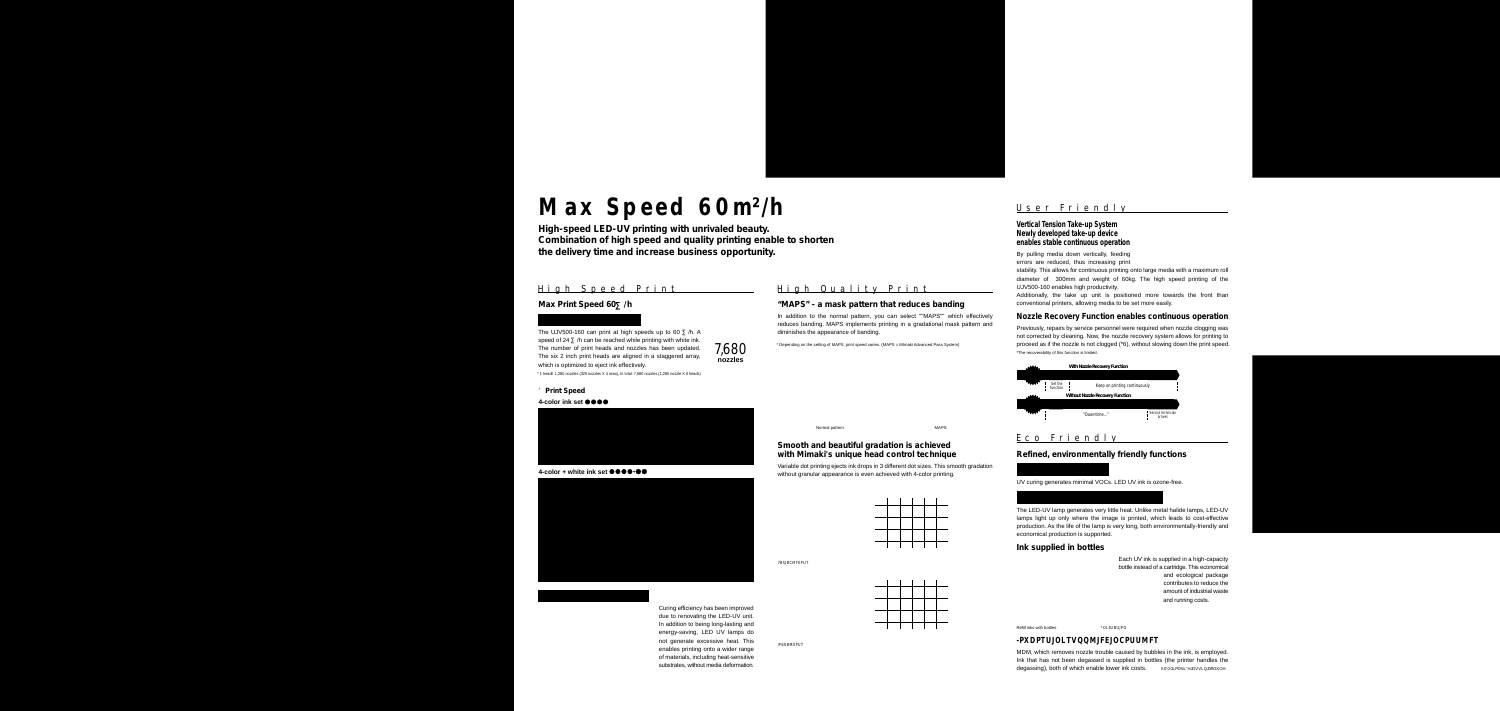# Max Speed 60m²/h

**High-speed LED-UV printing with unrivaled beauty.**
**Combination of high speed and quality printing enable to shorten the delivery time and increase business opportunity.**

## High Speed Print

### Max Print Speed 60㎡/h

The UJV500-160 can print at high speeds up to 60㎡/h. A speed of 24㎡/h can be reached while printing with white ink. The number of print heads and nozzles has been updated. The six 2 inch print heads are aligned in a staggered array, which is optimized to eject ink effectively.

7,680 nozzles

* 1 head: 1,280 nozzles (320 nozzles X 4 rows), In total: 7,680 nozzles (1,280 nozzle X 6 heads)

■ **Print Speed**

**4-color ink set ●●●●**

**4-color + white ink set ●●●●+●●**

Curing efficiency has been improved due to renovating the LED-UV unit. In addition to being long-lasting and energy-saving, LED UV lamps do not generate excessive heat. This enables printing onto a wider range of materials, including heat-sensitive substrates, without media deformation.

## High Quality Print

### "MAPS" - a mask pattern that reduces banding

In addition to the normal pattern, you can select "MAPS" which effectively reduces banding. MAPS implements printing in a gradational mask pattern and diminishes the appearance of banding.

* Depending on the setting of MAPS, print speed varies. (MAPS = Mimaki Advanced Pass System)

Normal pattern

MAPS

### Smooth and beautiful gradation is achieved with Mimaki's unique head control technique

Variable dot printing ejects ink drops in 3 different dot sizes. This smooth gradation without granular appearance is even achieved with 4-color printing.

7EJ@BCMFEPUT

(PEBMFEPUT

## User Friendly

### Vertical Tension Take-up System Newly developed take-up device enables stable continuous operation

By pulling media down vertically, feeding errors are reduced, thus increasing print stability. This allows for continuous printing onto large media with a maximum roll diameter of 300mm and weight of 60kg. The high speed printing of the UJV500-160 enables high productivity.
Additionally, the take up unit is positioned more towards the front than conventional printers, allowing media to be set more easily.

### Nozzle Recovery Function enables continuous operation

Previously, repairs by service personnel were required when nozzle clogging was not corrected by cleaning. Now, the nozzle recovery system allows for printing to proceed as if the nozzle is not clogged (*6), without slowing down the print speed.
*The recoverability of this function is limited.

With Nozzle Recovery Function

Set the function

Keep on printing continuously

Without Nozzle Recovery Function

"Downtime..."

Service technician arrives

## Eco Friendly

### Refined, environmentally friendly functions

UV curing generates minimal VOCs. LED UV ink is ozone-free.

The LED-UV lamp generates very little heat. Unlike metal halide lamps, LED-UV lamps light up only where the image is printed, which leads to cost-effective production. As the life of the lamp is very long, both environmentally-friendly and economical production is supported.

### Ink supplied in bottles

Each UV ink is supplied in a high-capacity bottle instead of a cartridge. The economical and ecological package contributes to reduce the amount of industrial waste and running costs.

Refill inks with bottles

*0LJ8EUJPO

### -PXDPTUJOLTVQQMJFEJOCPUUMFT

MDW, which removes nozzle trouble caused by bubbles in the ink, is employed. Ink that has not been degassed is supplied in bottles (the printer handles the degassing), both of which enable lower ink costs.